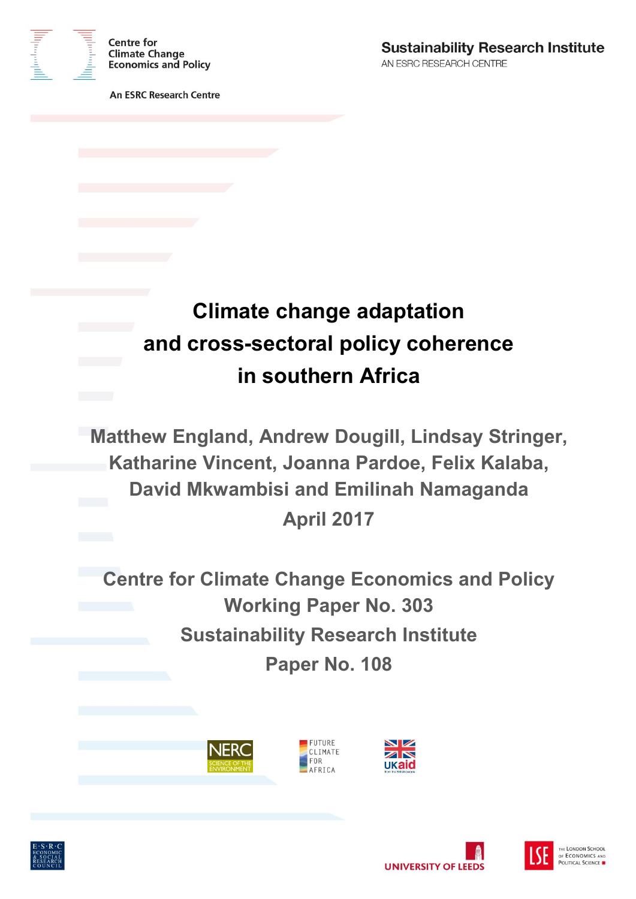Centre for Climate Change Economics and Policy

An ESRC Research Centre

Sustainability Research Institute

AN ESRC RESEARCH CENTRE

# Climate change adaptation and cross-sectoral policy coherence in southern Africa

**Matthew England, Andrew Dougill, Lindsay Stringer, Katharine Vincent, Joanna Pardoe, Felix Kalaba, David Mkwambisi and Emilinah Namaganda**

**April 2017**

**Centre for Climate Change Economics and Policy Working Paper No. 303**

**Sustainability Research Institute Paper No. 108**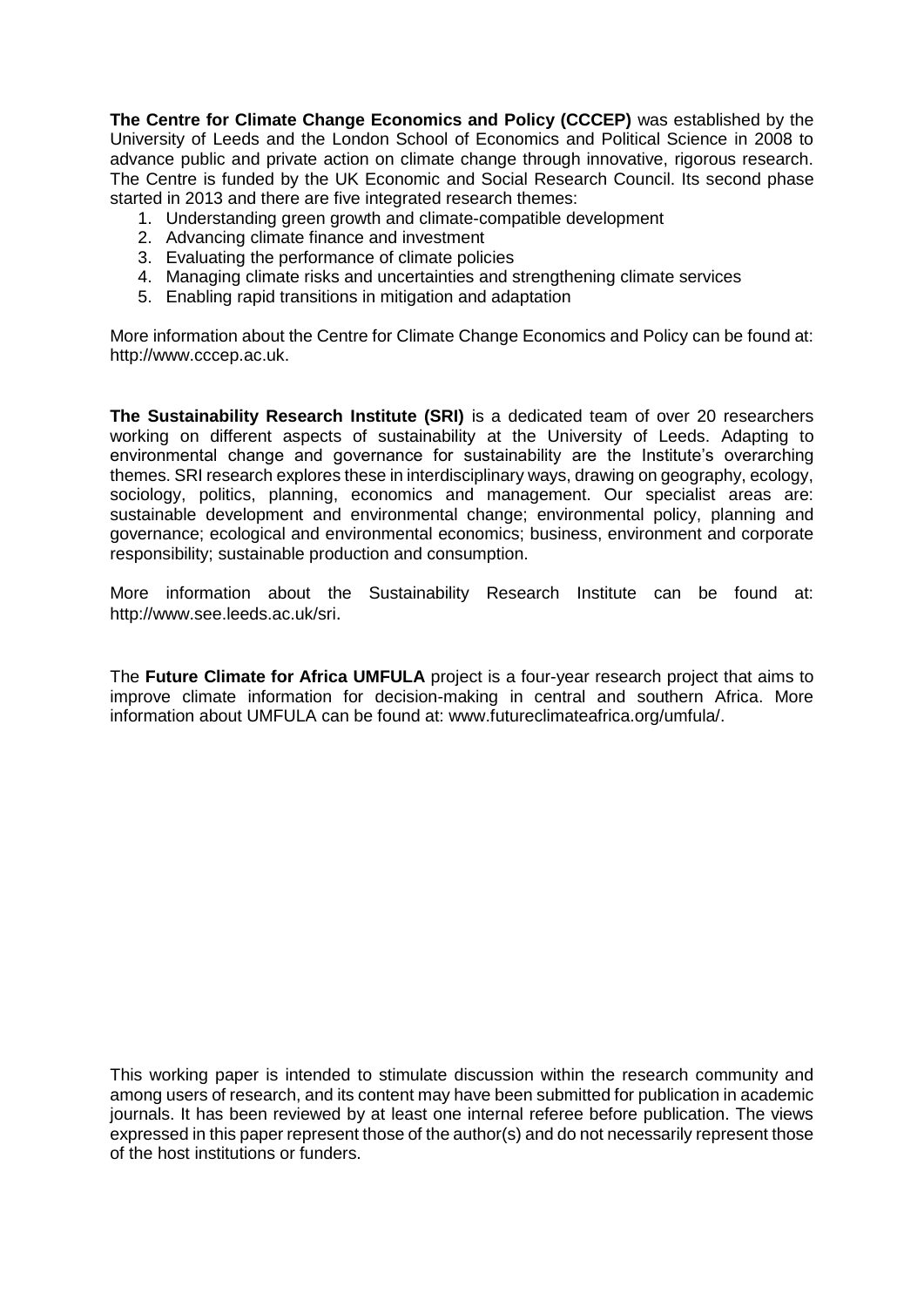**The Centre for Climate Change Economics and Policy (CCCEP)** was established by the University of Leeds and the London School of Economics and Political Science in 2008 to advance public and private action on climate change through innovative, rigorous research. The Centre is funded by the UK Economic and Social Research Council. Its second phase started in 2013 and there are five integrated research themes:

1. Understanding green growth and climate-compatible development
2. Advancing climate finance and investment
3. Evaluating the performance of climate policies
4. Managing climate risks and uncertainties and strengthening climate services
5. Enabling rapid transitions in mitigation and adaptation

More information about the Centre for Climate Change Economics and Policy can be found at: http://www.cccep.ac.uk.

**The Sustainability Research Institute (SRI)** is a dedicated team of over 20 researchers working on different aspects of sustainability at the University of Leeds. Adapting to environmental change and governance for sustainability are the Institute's overarching themes. SRI research explores these in interdisciplinary ways, drawing on geography, ecology, sociology, politics, planning, economics and management. Our specialist areas are: sustainable development and environmental change; environmental policy, planning and governance; ecological and environmental economics; business, environment and corporate responsibility; sustainable production and consumption.

More information about the Sustainability Research Institute can be found at: http://www.see.leeds.ac.uk/sri.

The **Future Climate for Africa UMFULA** project is a four-year research project that aims to improve climate information for decision-making in central and southern Africa. More information about UMFULA can be found at: www.futureclimateafrica.org/umfula/.

This working paper is intended to stimulate discussion within the research community and among users of research, and its content may have been submitted for publication in academic journals. It has been reviewed by at least one internal referee before publication. The views expressed in this paper represent those of the author(s) and do not necessarily represent those of the host institutions or funders.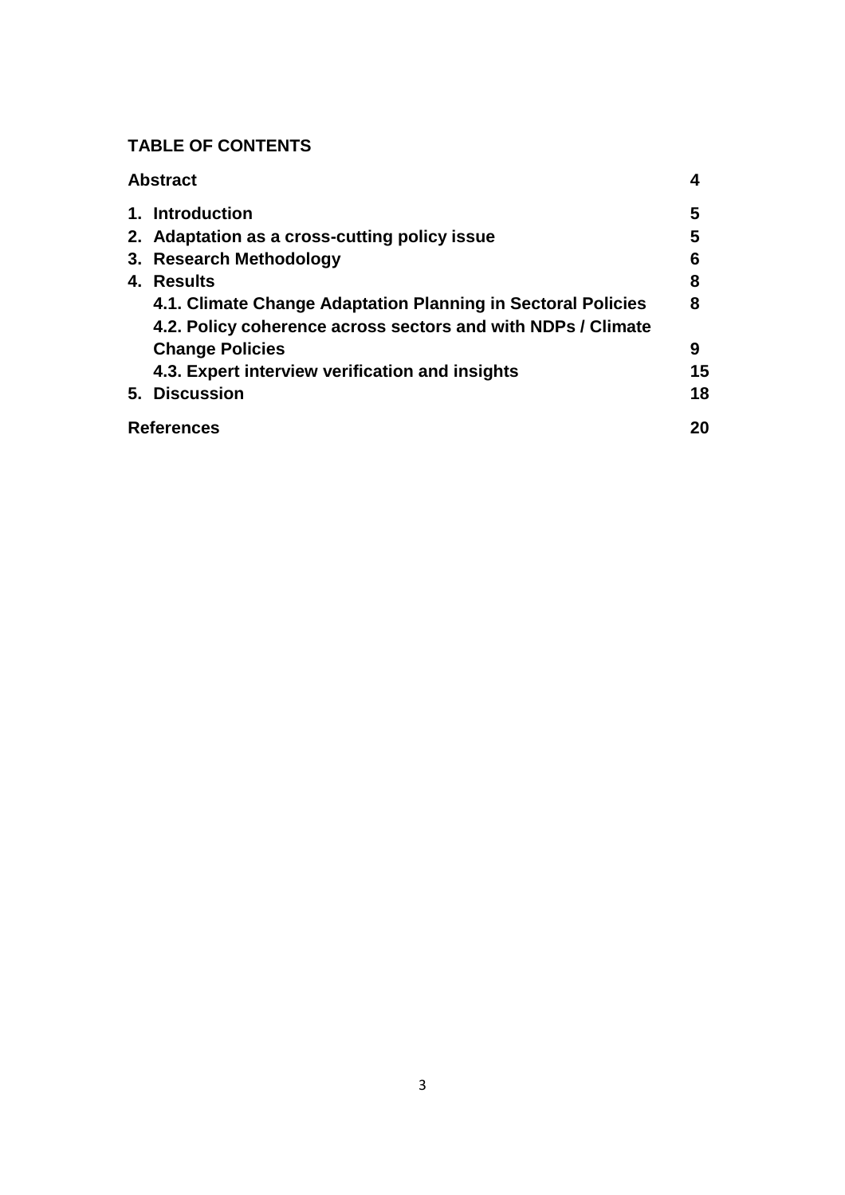**TABLE OF CONTENTS**

| | |
|---|---|
| **Abstract** | **4** |
| **1. Introduction** | **5** |
| **2. Adaptation as a cross-cutting policy issue** | **5** |
| **3. Research Methodology** | **6** |
| **4. Results** | **8** |
| **4.1. Climate Change Adaptation Planning in Sectoral Policies** | **8** |
| **4.2. Policy coherence across sectors and with NDPs / Climate Change Policies** | **9** |
| **4.3. Expert interview verification and insights** | **15** |
| **5. Discussion** | **18** |
| **References** | **20** |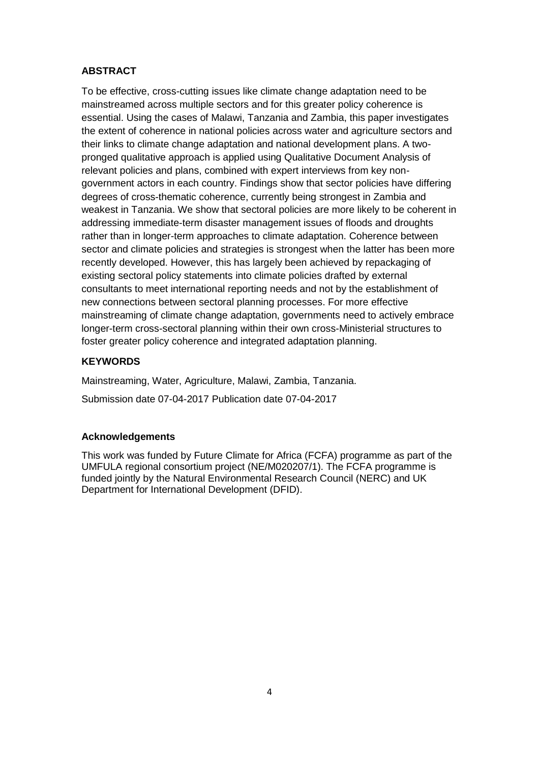## ABSTRACT

To be effective, cross-cutting issues like climate change adaptation need to be mainstreamed across multiple sectors and for this greater policy coherence is essential. Using the cases of Malawi, Tanzania and Zambia, this paper investigates the extent of coherence in national policies across water and agriculture sectors and their links to climate change adaptation and national development plans. A two-pronged qualitative approach is applied using Qualitative Document Analysis of relevant policies and plans, combined with expert interviews from key non-government actors in each country. Findings show that sector policies have differing degrees of cross-thematic coherence, currently being strongest in Zambia and weakest in Tanzania. We show that sectoral policies are more likely to be coherent in addressing immediate-term disaster management issues of floods and droughts rather than in longer-term approaches to climate adaptation. Coherence between sector and climate policies and strategies is strongest when the latter has been more recently developed. However, this has largely been achieved by repackaging of existing sectoral policy statements into climate policies drafted by external consultants to meet international reporting needs and not by the establishment of new connections between sectoral planning processes. For more effective mainstreaming of climate change adaptation, governments need to actively embrace longer-term cross-sectoral planning within their own cross-Ministerial structures to foster greater policy coherence and integrated adaptation planning.

## KEYWORDS

Mainstreaming, Water, Agriculture, Malawi, Zambia, Tanzania.

Submission date 07-04-2017 Publication date 07-04-2017

### Acknowledgements

This work was funded by Future Climate for Africa (FCFA) programme as part of the UMFULA regional consortium project (NE/M020207/1). The FCFA programme is funded jointly by the Natural Environmental Research Council (NERC) and UK Department for International Development (DFID).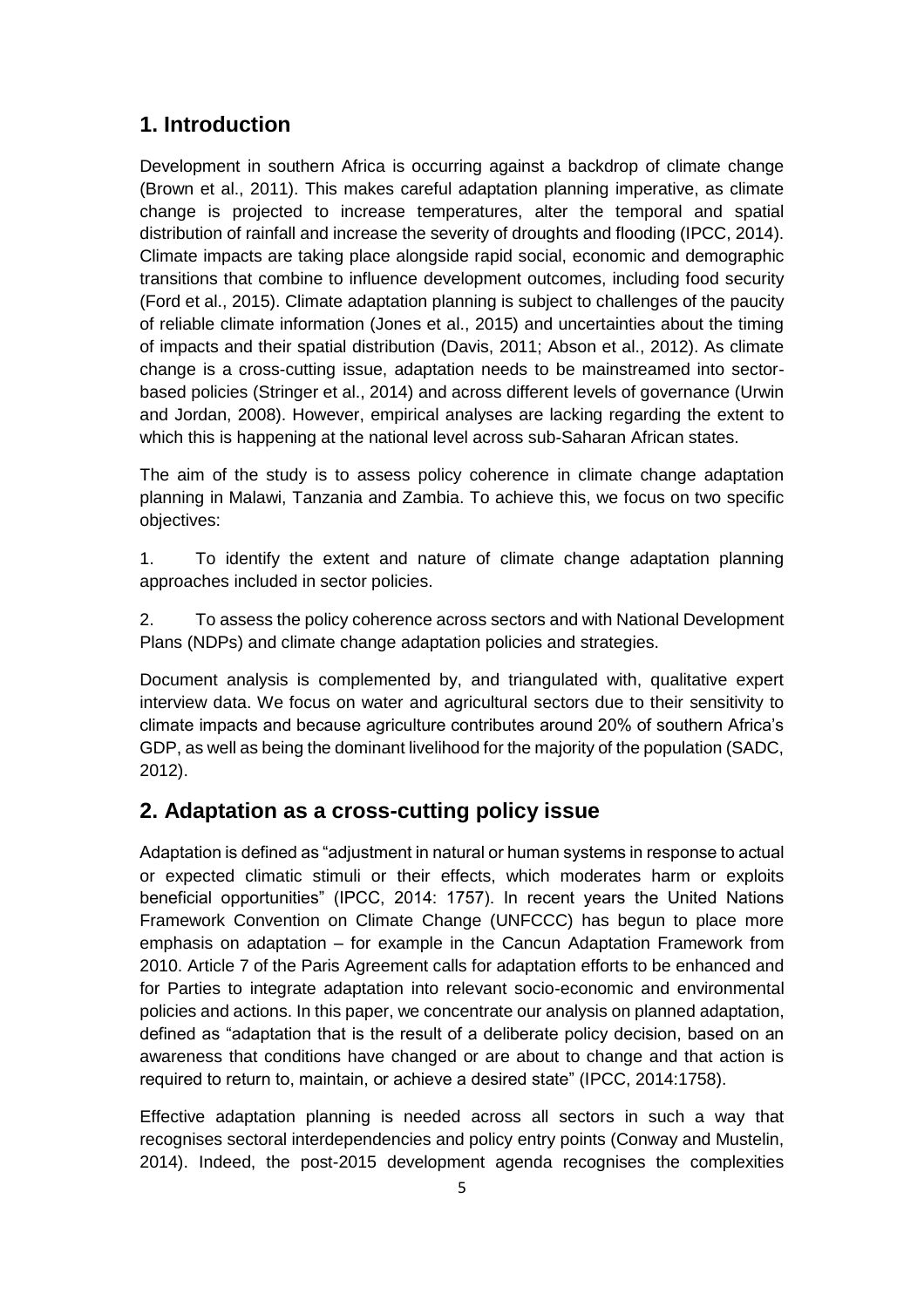## 1. Introduction

Development in southern Africa is occurring against a backdrop of climate change (Brown et al., 2011). This makes careful adaptation planning imperative, as climate change is projected to increase temperatures, alter the temporal and spatial distribution of rainfall and increase the severity of droughts and flooding (IPCC, 2014). Climate impacts are taking place alongside rapid social, economic and demographic transitions that combine to influence development outcomes, including food security (Ford et al., 2015). Climate adaptation planning is subject to challenges of the paucity of reliable climate information (Jones et al., 2015) and uncertainties about the timing of impacts and their spatial distribution (Davis, 2011; Abson et al., 2012). As climate change is a cross-cutting issue, adaptation needs to be mainstreamed into sector-based policies (Stringer et al., 2014) and across different levels of governance (Urwin and Jordan, 2008). However, empirical analyses are lacking regarding the extent to which this is happening at the national level across sub-Saharan African states.

The aim of the study is to assess policy coherence in climate change adaptation planning in Malawi, Tanzania and Zambia. To achieve this, we focus on two specific objectives:

1. To identify the extent and nature of climate change adaptation planning approaches included in sector policies.

2. To assess the policy coherence across sectors and with National Development Plans (NDPs) and climate change adaptation policies and strategies.

Document analysis is complemented by, and triangulated with, qualitative expert interview data. We focus on water and agricultural sectors due to their sensitivity to climate impacts and because agriculture contributes around 20% of southern Africa's GDP, as well as being the dominant livelihood for the majority of the population (SADC, 2012).

## 2. Adaptation as a cross-cutting policy issue

Adaptation is defined as "adjustment in natural or human systems in response to actual or expected climatic stimuli or their effects, which moderates harm or exploits beneficial opportunities" (IPCC, 2014: 1757). In recent years the United Nations Framework Convention on Climate Change (UNFCCC) has begun to place more emphasis on adaptation – for example in the Cancun Adaptation Framework from 2010. Article 7 of the Paris Agreement calls for adaptation efforts to be enhanced and for Parties to integrate adaptation into relevant socio-economic and environmental policies and actions. In this paper, we concentrate our analysis on planned adaptation, defined as "adaptation that is the result of a deliberate policy decision, based on an awareness that conditions have changed or are about to change and that action is required to return to, maintain, or achieve a desired state" (IPCC, 2014:1758).

Effective adaptation planning is needed across all sectors in such a way that recognises sectoral interdependencies and policy entry points (Conway and Mustelin, 2014). Indeed, the post-2015 development agenda recognises the complexities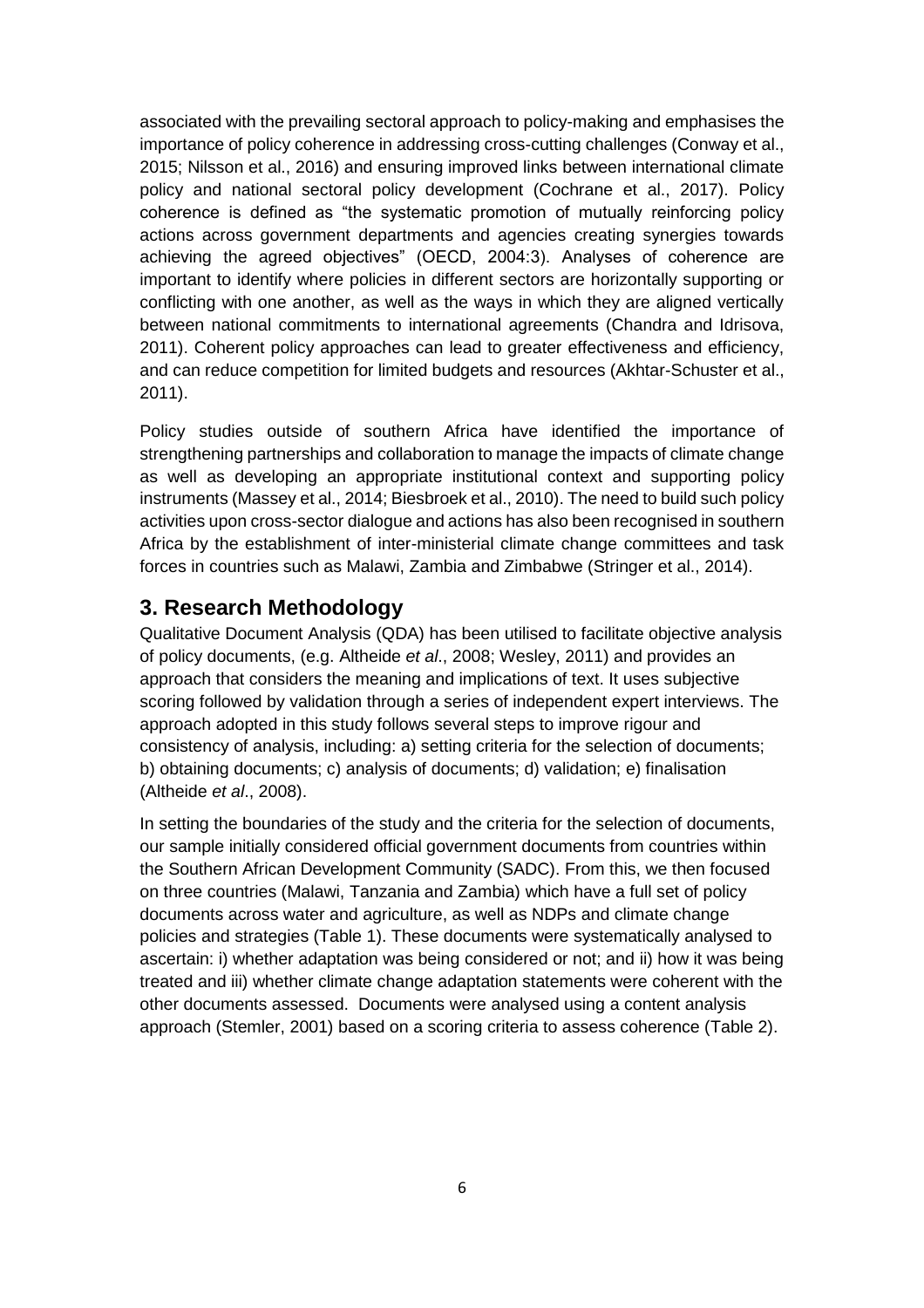associated with the prevailing sectoral approach to policy-making and emphasises the importance of policy coherence in addressing cross-cutting challenges (Conway et al., 2015; Nilsson et al., 2016) and ensuring improved links between international climate policy and national sectoral policy development (Cochrane et al., 2017). Policy coherence is defined as "the systematic promotion of mutually reinforcing policy actions across government departments and agencies creating synergies towards achieving the agreed objectives" (OECD, 2004:3). Analyses of coherence are important to identify where policies in different sectors are horizontally supporting or conflicting with one another, as well as the ways in which they are aligned vertically between national commitments to international agreements (Chandra and Idrisova, 2011). Coherent policy approaches can lead to greater effectiveness and efficiency, and can reduce competition for limited budgets and resources (Akhtar-Schuster et al., 2011).

Policy studies outside of southern Africa have identified the importance of strengthening partnerships and collaboration to manage the impacts of climate change as well as developing an appropriate institutional context and supporting policy instruments (Massey et al., 2014; Biesbroek et al., 2010). The need to build such policy activities upon cross-sector dialogue and actions has also been recognised in southern Africa by the establishment of inter-ministerial climate change committees and task forces in countries such as Malawi, Zambia and Zimbabwe (Stringer et al., 2014).

## 3. Research Methodology

Qualitative Document Analysis (QDA) has been utilised to facilitate objective analysis of policy documents, (e.g. Altheide *et al*., 2008; Wesley, 2011) and provides an approach that considers the meaning and implications of text. It uses subjective scoring followed by validation through a series of independent expert interviews. The approach adopted in this study follows several steps to improve rigour and consistency of analysis, including: a) setting criteria for the selection of documents; b) obtaining documents; c) analysis of documents; d) validation; e) finalisation (Altheide *et al*., 2008).

In setting the boundaries of the study and the criteria for the selection of documents, our sample initially considered official government documents from countries within the Southern African Development Community (SADC). From this, we then focused on three countries (Malawi, Tanzania and Zambia) which have a full set of policy documents across water and agriculture, as well as NDPs and climate change policies and strategies (Table 1). These documents were systematically analysed to ascertain: i) whether adaptation was being considered or not; and ii) how it was being treated and iii) whether climate change adaptation statements were coherent with the other documents assessed. Documents were analysed using a content analysis approach (Stemler, 2001) based on a scoring criteria to assess coherence (Table 2).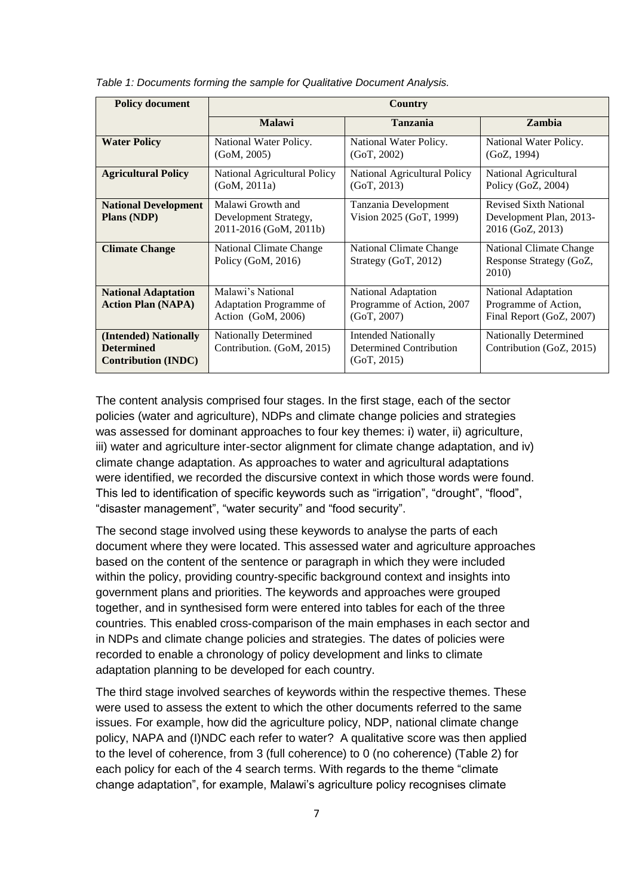*Table 1: Documents forming the sample for Qualitative Document Analysis.*

| Policy document | Country | | |
|---|---|---|---|
| | **Malawi** | **Tanzania** | **Zambia** |
| **Water Policy** | National Water Policy. (GoM, 2005) | National Water Policy. (GoT, 2002) | National Water Policy. (GoZ, 1994) |
| **Agricultural Policy** | National Agricultural Policy (GoM, 2011a) | National Agricultural Policy (GoT, 2013) | National Agricultural Policy (GoZ, 2004) |
| **National Development Plans (NDP)** | Malawi Growth and Development Strategy, 2011-2016 (GoM, 2011b) | Tanzania Development Vision 2025 (GoT, 1999) | Revised Sixth National Development Plan, 2013-2016 (GoZ, 2013) |
| **Climate Change** | National Climate Change Policy (GoM, 2016) | National Climate Change Strategy (GoT, 2012) | National Climate Change Response Strategy (GoZ, 2010) |
| **National Adaptation Action Plan (NAPA)** | Malawi's National Adaptation Programme of Action (GoM, 2006) | National Adaptation Programme of Action, 2007 (GoT, 2007) | National Adaptation Programme of Action, Final Report (GoZ, 2007) |
| **(Intended) Nationally Determined Contribution (INDC)** | Nationally Determined Contribution. (GoM, 2015) | Intended Nationally Determined Contribution (GoT, 2015) | Nationally Determined Contribution (GoZ, 2015) |

The content analysis comprised four stages. In the first stage, each of the sector policies (water and agriculture), NDPs and climate change policies and strategies was assessed for dominant approaches to four key themes: i) water, ii) agriculture, iii) water and agriculture inter-sector alignment for climate change adaptation, and iv) climate change adaptation. As approaches to water and agricultural adaptations were identified, we recorded the discursive context in which those words were found. This led to identification of specific keywords such as "irrigation", "drought", "flood", "disaster management", "water security" and "food security".

The second stage involved using these keywords to analyse the parts of each document where they were located. This assessed water and agriculture approaches based on the content of the sentence or paragraph in which they were included within the policy, providing country-specific background context and insights into government plans and priorities. The keywords and approaches were grouped together, and in synthesised form were entered into tables for each of the three countries. This enabled cross-comparison of the main emphases in each sector and in NDPs and climate change policies and strategies. The dates of policies were recorded to enable a chronology of policy development and links to climate adaptation planning to be developed for each country.

The third stage involved searches of keywords within the respective themes. These were used to assess the extent to which the other documents referred to the same issues. For example, how did the agriculture policy, NDP, national climate change policy, NAPA and (I)NDC each refer to water? A qualitative score was then applied to the level of coherence, from 3 (full coherence) to 0 (no coherence) (Table 2) for each policy for each of the 4 search terms. With regards to the theme "climate change adaptation", for example, Malawi's agriculture policy recognises climate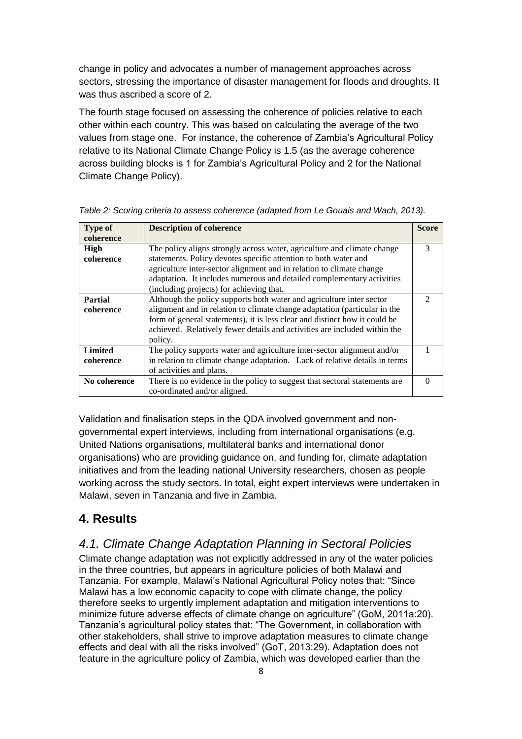change in policy and advocates a number of management approaches across sectors, stressing the importance of disaster management for floods and droughts. It was thus ascribed a score of 2.

The fourth stage focused on assessing the coherence of policies relative to each other within each country. This was based on calculating the average of the two values from stage one. For instance, the coherence of Zambia's Agricultural Policy relative to its National Climate Change Policy is 1.5 (as the average coherence across building blocks is 1 for Zambia's Agricultural Policy and 2 for the National Climate Change Policy).

*Table 2: Scoring criteria to assess coherence (adapted from Le Gouais and Wach, 2013).*

| Type of coherence | Description of coherence | Score |
|---|---|---|
| **High coherence** | The policy aligns strongly across water, agriculture and climate change statements. Policy devotes specific attention to both water and agriculture inter-sector alignment and in relation to climate change adaptation. It includes numerous and detailed complementary activities (including projects) for achieving that. | 3 |
| **Partial coherence** | Although the policy supports both water and agriculture inter sector alignment and in relation to climate change adaptation (particular in the form of general statements), it is less clear and distinct how it could be achieved. Relatively fewer details and activities are included within the policy. | 2 |
| **Limited coherence** | The policy supports water and agriculture inter-sector alignment and/or in relation to climate change adaptation. Lack of relative details in terms of activities and plans. | 1 |
| **No coherence** | There is no evidence in the policy to suggest that sectoral statements are co-ordinated and/or aligned. | 0 |

Validation and finalisation steps in the QDA involved government and non-governmental expert interviews, including from international organisations (e.g. United Nations organisations, multilateral banks and international donor organisations) who are providing guidance on, and funding for, climate adaptation initiatives and from the leading national University researchers, chosen as people working across the study sectors. In total, eight expert interviews were undertaken in Malawi, seven in Tanzania and five in Zambia.

## 4. Results

### *4.1. Climate Change Adaptation Planning in Sectoral Policies*

Climate change adaptation was not explicitly addressed in any of the water policies in the three countries, but appears in agriculture policies of both Malawi and Tanzania. For example, Malawi's National Agricultural Policy notes that: "Since Malawi has a low economic capacity to cope with climate change, the policy therefore seeks to urgently implement adaptation and mitigation interventions to minimize future adverse effects of climate change on agriculture" (GoM, 2011a:20). Tanzania's agricultural policy states that: "The Government, in collaboration with other stakeholders, shall strive to improve adaptation measures to climate change effects and deal with all the risks involved" (GoT, 2013:29). Adaptation does not feature in the agriculture policy of Zambia, which was developed earlier than the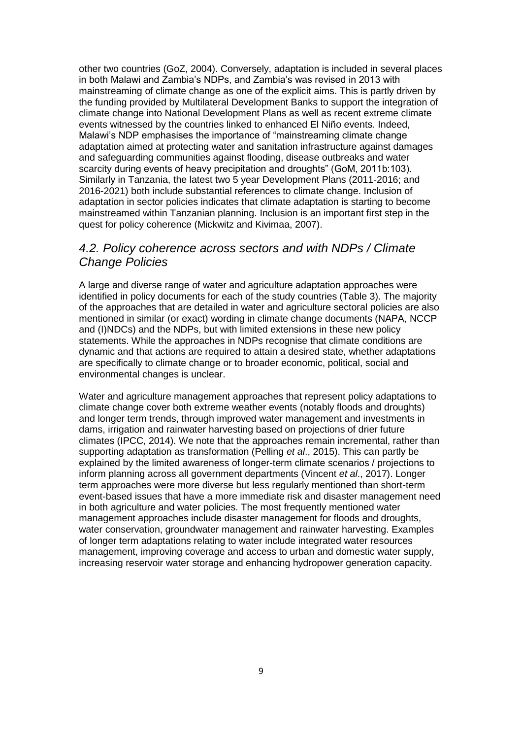other two countries (GoZ, 2004). Conversely, adaptation is included in several places in both Malawi and Zambia's NDPs, and Zambia's was revised in 2013 with mainstreaming of climate change as one of the explicit aims. This is partly driven by the funding provided by Multilateral Development Banks to support the integration of climate change into National Development Plans as well as recent extreme climate events witnessed by the countries linked to enhanced El Niño events. Indeed, Malawi's NDP emphasises the importance of "mainstreaming climate change adaptation aimed at protecting water and sanitation infrastructure against damages and safeguarding communities against flooding, disease outbreaks and water scarcity during events of heavy precipitation and droughts" (GoM, 2011b:103). Similarly in Tanzania, the latest two 5 year Development Plans (2011-2016; and 2016-2021) both include substantial references to climate change. Inclusion of adaptation in sector policies indicates that climate adaptation is starting to become mainstreamed within Tanzanian planning. Inclusion is an important first step in the quest for policy coherence (Mickwitz and Kivimaa, 2007).

## *4.2. Policy coherence across sectors and with NDPs / Climate Change Policies*

A large and diverse range of water and agriculture adaptation approaches were identified in policy documents for each of the study countries (Table 3). The majority of the approaches that are detailed in water and agriculture sectoral policies are also mentioned in similar (or exact) wording in climate change documents (NAPA, NCCP and (I)NDCs) and the NDPs, but with limited extensions in these new policy statements. While the approaches in NDPs recognise that climate conditions are dynamic and that actions are required to attain a desired state, whether adaptations are specifically to climate change or to broader economic, political, social and environmental changes is unclear.

Water and agriculture management approaches that represent policy adaptations to climate change cover both extreme weather events (notably floods and droughts) and longer term trends, through improved water management and investments in dams, irrigation and rainwater harvesting based on projections of drier future climates (IPCC, 2014). We note that the approaches remain incremental, rather than supporting adaptation as transformation (Pelling *et al*., 2015). This can partly be explained by the limited awareness of longer-term climate scenarios / projections to inform planning across all government departments (Vincent *et al*., 2017). Longer term approaches were more diverse but less regularly mentioned than short-term event-based issues that have a more immediate risk and disaster management need in both agriculture and water policies. The most frequently mentioned water management approaches include disaster management for floods and droughts, water conservation, groundwater management and rainwater harvesting. Examples of longer term adaptations relating to water include integrated water resources management, improving coverage and access to urban and domestic water supply, increasing reservoir water storage and enhancing hydropower generation capacity.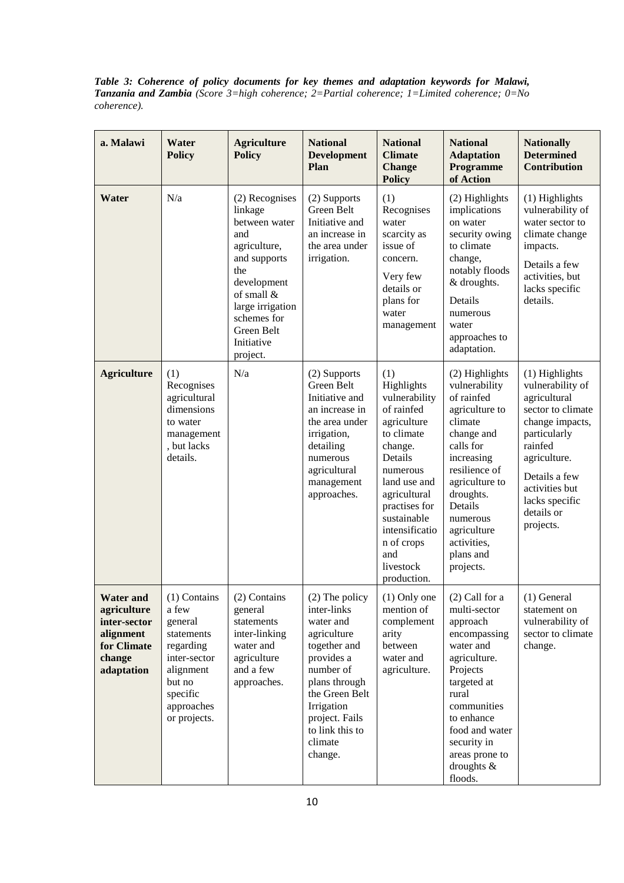***Table 3: Coherence of policy documents for key themes and adaptation keywords for Malawi, Tanzania and Zambia** (Score 3=high coherence; 2=Partial coherence; 1=Limited coherence; 0=No coherence).*

| **a. Malawi** | **Water Policy** | **Agriculture Policy** | **National Development Plan** | **National Climate Change Policy** | **National Adaptation Programme of Action** | **Nationally Determined Contribution** |
|---|---|---|---|---|---|---|
| **Water** | N/a | (2) Recognises linkage between water and agriculture, and supports the development of small & large irrigation schemes for Green Belt Initiative project. | (2) Supports Green Belt Initiative and an increase in the area under irrigation. | (1) Recognises water scarcity as issue of concern. Very few details or plans for water management | (2) Highlights implications on water security owing to climate change, notably floods & droughts. Details numerous water approaches to adaptation. | (1) Highlights vulnerability of water sector to climate change impacts. Details a few activities, but lacks specific details. |
| **Agriculture** | (1) Recognises agricultural dimensions to water management, but lacks details. | N/a | (2) Supports Green Belt Initiative and an increase in the area under irrigation, detailing numerous agricultural management approaches. | (1) Highlights vulnerability of rainfed agriculture to climate change. Details numerous land use and agricultural practises for sustainable intensification of crops and livestock production. | (2) Highlights vulnerability of rainfed agriculture to climate change and calls for increasing resilience of agriculture to droughts. Details numerous agriculture activities, plans and projects. | (1) Highlights vulnerability of agricultural sector to climate change impacts, particularly rainfed agriculture. Details a few activities but lacks specific details or projects. |
| **Water and agriculture inter-sector alignment for Climate change adaptation** | (1) Contains a few general statements regarding inter-sector alignment but no specific approaches or projects. | (2) Contains general statements inter-linking water and agriculture and a few approaches. | (2) The policy inter-links water and agriculture together and provides a number of plans through the Green Belt Irrigation project. Fails to link this to climate change. | (1) Only one mention of complementarity between water and agriculture. | (2) Call for a multi-sector approach encompassing water and agriculture. Projects targeted at rural communities to enhance food and water security in areas prone to droughts & floods. | (1) General statement on vulnerability of sector to climate change. |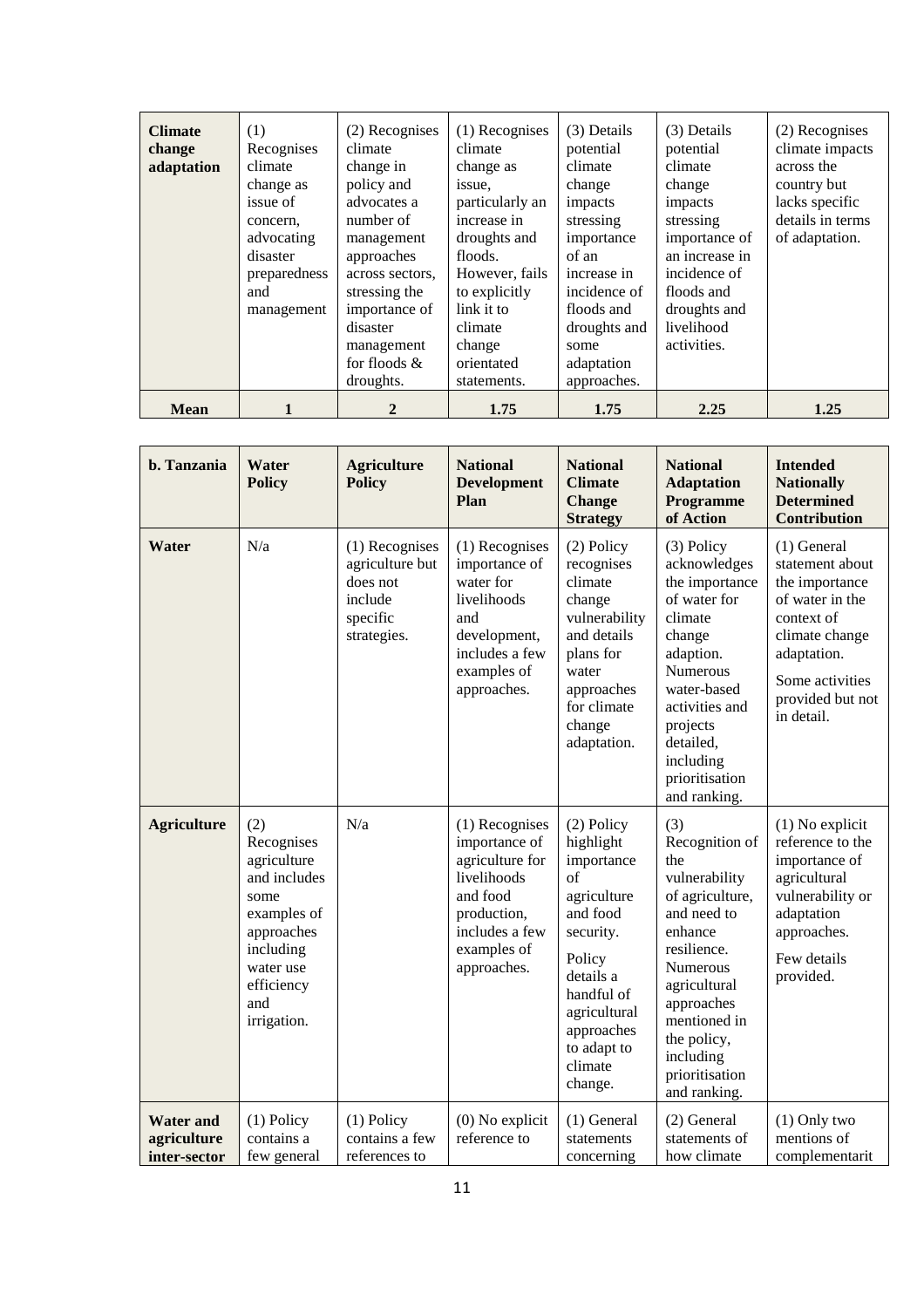| | | | | | | |
|---|---|---|---|---|---|---|
| **Climate change adaptation** | (1) Recognises climate change as issue of concern, advocating disaster preparedness and management | (2) Recognises climate change in policy and advocates a number of management approaches across sectors, stressing the importance of disaster management for floods & droughts. | (1) Recognises climate change as issue, particularly an increase in droughts and floods. However, fails to explicitly link it to climate change orientated statements. | (3) Details potential climate change impacts stressing importance of an increase in incidence of floods and droughts and some adaptation approaches. | (3) Details potential climate change impacts stressing importance of an increase in incidence of floods and droughts and livelihood activities. | (2) Recognises climate impacts across the country but lacks specific details in terms of adaptation. |
| **Mean** | **1** | **2** | **1.75** | **1.75** | **2.25** | **1.25** |

| **b. Tanzania** | **Water Policy** | **Agriculture Policy** | **National Development Plan** | **National Climate Change Strategy** | **National Adaptation Programme of Action** | **Intended Nationally Determined Contribution** |
|---|---|---|---|---|---|---|
| **Water** | N/a | (1) Recognises agriculture but does not include specific strategies. | (1) Recognises importance of water for livelihoods and development, includes a few examples of approaches. | (2) Policy recognises climate change vulnerability and details plans for water approaches for climate change adaptation. | (3) Policy acknowledges the importance of water for climate change adaption. Numerous water-based activities and projects detailed, including prioritisation and ranking. | (1) General statement about the importance of water in the context of climate change adaptation. Some activities provided but not in detail. |
| **Agriculture** | (2) Recognises agriculture and includes some examples of approaches including water use efficiency and irrigation. | N/a | (1) Recognises importance of agriculture for livelihoods and food production, includes a few examples of approaches. | (2) Policy highlight importance of agriculture and food security. Policy details a handful of agricultural approaches to adapt to climate change. | (3) Recognition of the vulnerability of agriculture, and need to enhance resilience. Numerous agricultural approaches mentioned in the policy, including prioritisation and ranking. | (1) No explicit reference to the importance of agricultural vulnerability or adaptation approaches. Few details provided. |
| **Water and agriculture inter-sector** | (1) Policy contains a few general | (1) Policy contains a few references to | (0) No explicit reference to | (1) General statements concerning | (2) General statements of how climate | (1) Only two mentions of complementarit |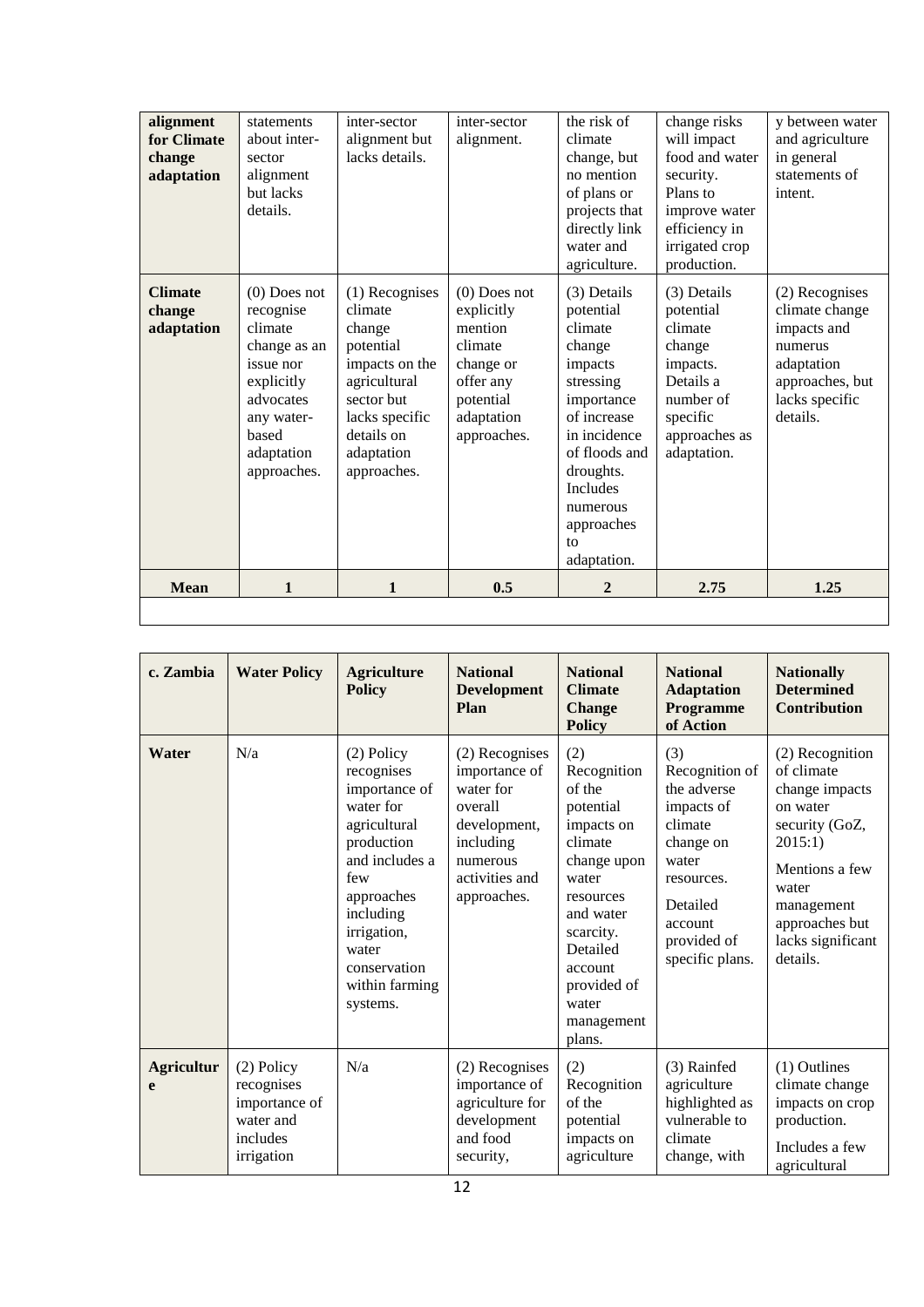| | | | | | | |
|---|---|---|---|---|---|---|
| **alignment for Climate change adaptation** | statements about inter-sector alignment but lacks details. | inter-sector alignment but lacks details. | inter-sector alignment. | the risk of climate change, but no mention of plans or projects that directly link water and agriculture. | change risks will impact food and water security. Plans to improve water efficiency in irrigated crop production. | y between water and agriculture in general statements of intent. |
| **Climate change adaptation** | (0) Does not recognise climate change as an issue nor explicitly advocates any water-based adaptation approaches. | (1) Recognises climate change potential impacts on the agricultural sector but lacks specific details on adaptation approaches. | (0) Does not explicitly mention climate change or offer any potential adaptation approaches. | (3) Details potential climate change impacts stressing importance of increase in incidence of floods and droughts. Includes numerous approaches to adaptation. | (3) Details potential climate change impacts. Details a number of specific approaches as adaptation. | (2) Recognises climate change impacts and numerus adaptation approaches, but lacks specific details. |
| **Mean** | **1** | **1** | **0.5** | **2** | **2.75** | **1.25** |

| **c. Zambia** | **Water Policy** | **Agriculture Policy** | **National Development Plan** | **National Climate Change Policy** | **National Adaptation Programme of Action** | **Nationally Determined Contribution** |
|---|---|---|---|---|---|---|
| **Water** | N/a | (2) Policy recognises importance of water for agricultural production and includes a few approaches including irrigation, water conservation within farming systems. | (2) Recognises importance of water for overall development, including numerous activities and approaches. | (2) Recognition of the potential impacts on climate change upon water resources and water scarcity. Detailed account provided of water management plans. | (3) Recognition of the adverse impacts of climate change on water resources. Detailed account provided of specific plans. | (2) Recognition of climate change impacts on water security (GoZ, 2015:1) Mentions a few water management approaches but lacks significant details. |
| **Agriculture** | (2) Policy recognises importance of water and includes irrigation | N/a | (2) Recognises importance of agriculture for development and food security, | (2) Recognition of the potential impacts on agriculture | (3) Rainfed agriculture highlighted as vulnerable to climate change, with | (1) Outlines climate change impacts on crop production. Includes a few agricultural |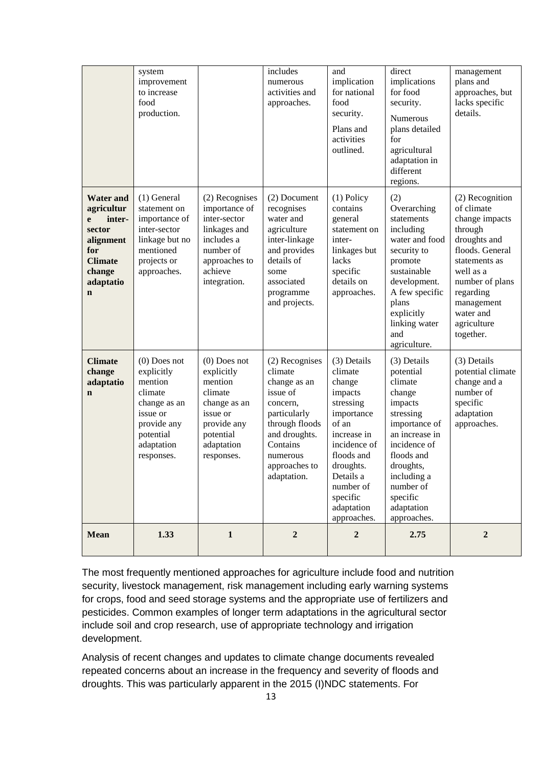| | | | | | | |
|---|---|---|---|---|---|---|
| | system improvement to increase food production. | | includes numerous activities and approaches. | and implication for national food security. Plans and activities outlined. | direct implications for food security. Numerous plans detailed for agricultural adaptation in different regions. | management plans and approaches, but lacks specific details. |
| **Water and agriculture inter-sector alignment for Climate change adaptation** | (1) General statement on importance of inter-sector linkage but no mentioned projects or approaches. | (2) Recognises importance of inter-sector linkages and includes a number of approaches to achieve integration. | (2) Document recognises water and agriculture inter-linkage and provides details of some associated programme and projects. | (1) Policy contains general statement on inter-linkages but lacks specific details on approaches. | (2) Overarching statements including water and food security to promote sustainable development. A few specific plans explicitly linking water and agriculture. | (2) Recognition of climate change impacts through droughts and floods. General statements as well as a number of plans regarding management water and agriculture together. |
| **Climate change adaptation** | (0) Does not explicitly mention climate change as an issue or provide any potential adaptation responses. | (0) Does not explicitly mention climate change as an issue or provide any potential adaptation responses. | (2) Recognises climate change as an issue of concern, particularly through floods and droughts. Contains numerous approaches to adaptation. | (3) Details climate change impacts stressing importance of an increase in incidence of floods and droughts. Details a number of specific adaptation approaches. | (3) Details potential climate change impacts stressing importance of an increase in incidence of floods and droughts, including a number of specific adaptation approaches. | (3) Details potential climate change and a number of specific adaptation approaches. |
| **Mean** | **1.33** | **1** | **2** | **2** | **2.75** | **2** |

The most frequently mentioned approaches for agriculture include food and nutrition security, livestock management, risk management including early warning systems for crops, food and seed storage systems and the appropriate use of fertilizers and pesticides. Common examples of longer term adaptations in the agricultural sector include soil and crop research, use of appropriate technology and irrigation development.

Analysis of recent changes and updates to climate change documents revealed repeated concerns about an increase in the frequency and severity of floods and droughts. This was particularly apparent in the 2015 (I)NDC statements. For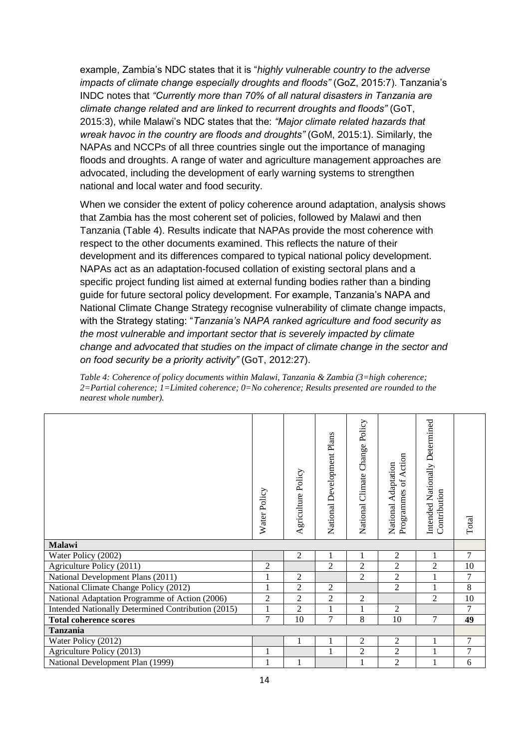example, Zambia's NDC states that it is "*highly vulnerable country to the adverse impacts of climate change especially droughts and floods"* (GoZ, 2015:7). Tanzania's INDC notes that *"Currently more than 70% of all natural disasters in Tanzania are climate change related and are linked to recurrent droughts and floods"* (GoT, 2015:3), while Malawi's NDC states that the: *"Major climate related hazards that wreak havoc in the country are floods and droughts"* (GoM, 2015:1). Similarly, the NAPAs and NCCPs of all three countries single out the importance of managing floods and droughts. A range of water and agriculture management approaches are advocated, including the development of early warning systems to strengthen national and local water and food security.

When we consider the extent of policy coherence around adaptation, analysis shows that Zambia has the most coherent set of policies, followed by Malawi and then Tanzania (Table 4). Results indicate that NAPAs provide the most coherence with respect to the other documents examined. This reflects the nature of their development and its differences compared to typical national policy development. NAPAs act as an adaptation-focused collation of existing sectoral plans and a specific project funding list aimed at external funding bodies rather than a binding guide for future sectoral policy development. For example, Tanzania's NAPA and National Climate Change Strategy recognise vulnerability of climate change impacts, with the Strategy stating: "*Tanzania's NAPA ranked agriculture and food security as the most vulnerable and important sector that is severely impacted by climate change and advocated that studies on the impact of climate change in the sector and on food security be a priority activity"* (GoT, 2012:27).

*Table 4: Coherence of policy documents within Malawi, Tanzania & Zambia (3=high coherence; 2=Partial coherence; 1=Limited coherence; 0=No coherence; Results presented are rounded to the nearest whole number).*

| | Water Policy | Agriculture Policy | National Development Plans | National Climate Change Policy | National Adaptation Programmes of Action | Intended Nationally Determined Contribution | Total |
|---|---|---|---|---|---|---|---|
| **Malawi** | | | | | | | |
| Water Policy (2002) | | 2 | 1 | 1 | 2 | 1 | 7 |
| Agriculture Policy (2011) | 2 | | 2 | 2 | 2 | 2 | 10 |
| National Development Plans (2011) | 1 | 2 | | 2 | 2 | 1 | 7 |
| National Climate Change Policy (2012) | 1 | 2 | 2 | | 2 | 1 | 8 |
| National Adaptation Programme of Action (2006) | 2 | 2 | 2 | 2 | | 2 | 10 |
| Intended Nationally Determined Contribution (2015) | 1 | 2 | 1 | 1 | 2 | | 7 |
| **Total coherence scores** | 7 | 10 | 7 | 8 | 10 | 7 | **49** |
| **Tanzania** | | | | | | | |
| Water Policy (2012) | | 1 | 1 | 2 | 2 | 1 | 7 |
| Agriculture Policy (2013) | 1 | | 1 | 2 | 2 | 1 | 7 |
| National Development Plan (1999) | 1 | 1 | | 1 | 2 | 1 | 6 |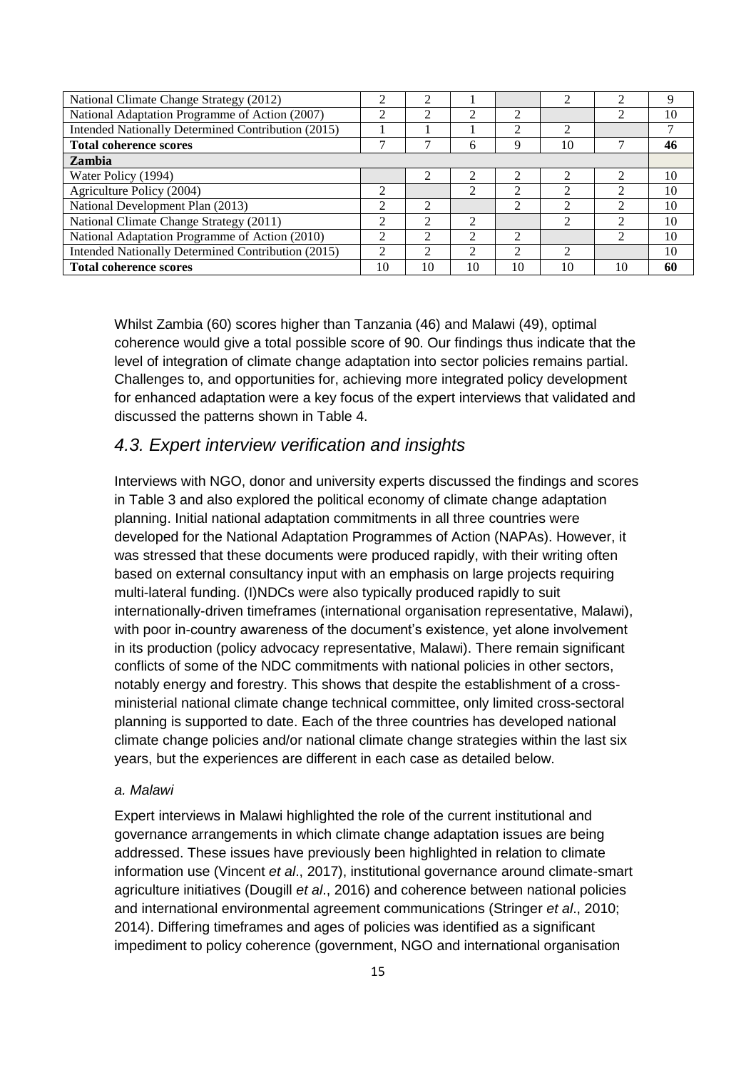| | | | | | | | |
|---|---|---|---|---|---|---|---|
| National Climate Change Strategy (2012) | 2 | 2 | 1 | | 2 | 2 | 9 |
| National Adaptation Programme of Action (2007) | 2 | 2 | 2 | 2 | | 2 | 10 |
| Intended Nationally Determined Contribution (2015) | 1 | 1 | 1 | 2 | 2 | | 7 |
| **Total coherence scores** | 7 | 7 | 6 | 9 | 10 | 7 | **46** |
| **Zambia** | | | | | | | |
| Water Policy (1994) | | 2 | 2 | 2 | 2 | 2 | 10 |
| Agriculture Policy (2004) | 2 | | 2 | 2 | 2 | 2 | 10 |
| National Development Plan (2013) | 2 | 2 | | 2 | 2 | 2 | 10 |
| National Climate Change Strategy (2011) | 2 | 2 | 2 | | 2 | 2 | 10 |
| National Adaptation Programme of Action (2010) | 2 | 2 | 2 | 2 | | 2 | 10 |
| Intended Nationally Determined Contribution (2015) | 2 | 2 | 2 | 2 | 2 | | 10 |
| **Total coherence scores** | 10 | 10 | 10 | 10 | 10 | 10 | **60** |

Whilst Zambia (60) scores higher than Tanzania (46) and Malawi (49), optimal coherence would give a total possible score of 90. Our findings thus indicate that the level of integration of climate change adaptation into sector policies remains partial. Challenges to, and opportunities for, achieving more integrated policy development for enhanced adaptation were a key focus of the expert interviews that validated and discussed the patterns shown in Table 4.

## *4.3. Expert interview verification and insights*

Interviews with NGO, donor and university experts discussed the findings and scores in Table 3 and also explored the political economy of climate change adaptation planning. Initial national adaptation commitments in all three countries were developed for the National Adaptation Programmes of Action (NAPAs). However, it was stressed that these documents were produced rapidly, with their writing often based on external consultancy input with an emphasis on large projects requiring multi-lateral funding. (I)NDCs were also typically produced rapidly to suit internationally-driven timeframes (international organisation representative, Malawi), with poor in-country awareness of the document's existence, yet alone involvement in its production (policy advocacy representative, Malawi). There remain significant conflicts of some of the NDC commitments with national policies in other sectors, notably energy and forestry. This shows that despite the establishment of a cross-ministerial national climate change technical committee, only limited cross-sectoral planning is supported to date. Each of the three countries has developed national climate change policies and/or national climate change strategies within the last six years, but the experiences are different in each case as detailed below.

*a. Malawi*

Expert interviews in Malawi highlighted the role of the current institutional and governance arrangements in which climate change adaptation issues are being addressed. These issues have previously been highlighted in relation to climate information use (Vincent *et al*., 2017), institutional governance around climate-smart agriculture initiatives (Dougill *et al*., 2016) and coherence between national policies and international environmental agreement communications (Stringer *et al*., 2010; 2014). Differing timeframes and ages of policies was identified as a significant impediment to policy coherence (government, NGO and international organisation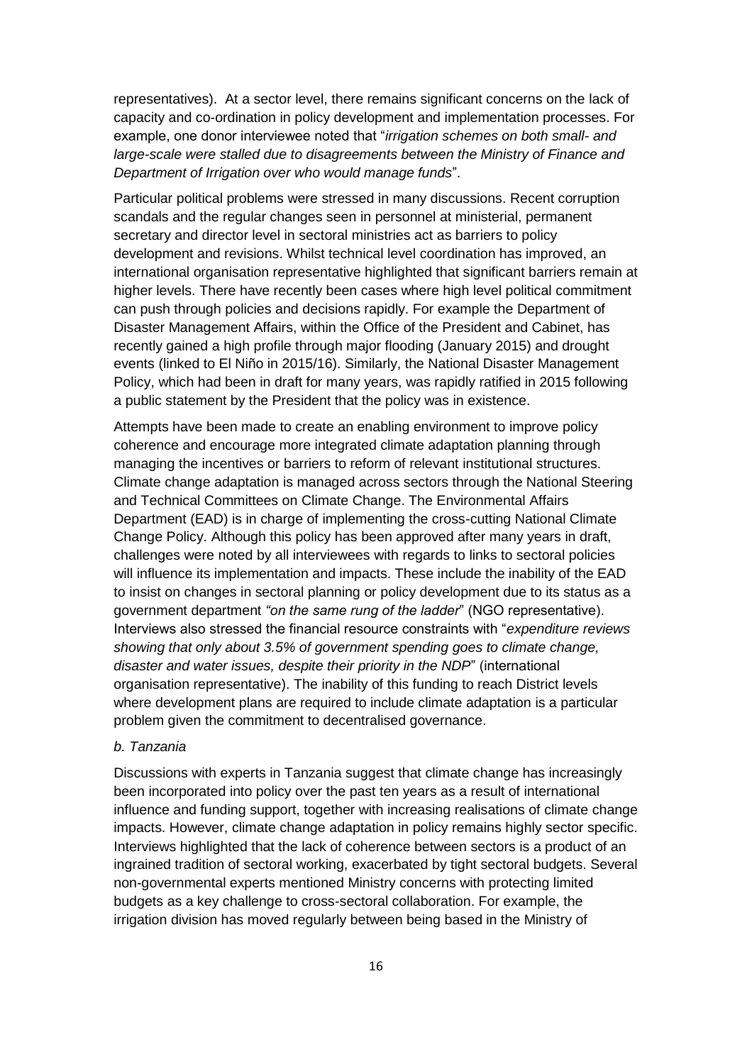representatives). At a sector level, there remains significant concerns on the lack of capacity and co-ordination in policy development and implementation processes. For example, one donor interviewee noted that "*irrigation schemes on both small- and large-scale were stalled due to disagreements between the Ministry of Finance and Department of Irrigation over who would manage funds*".

Particular political problems were stressed in many discussions. Recent corruption scandals and the regular changes seen in personnel at ministerial, permanent secretary and director level in sectoral ministries act as barriers to policy development and revisions. Whilst technical level coordination has improved, an international organisation representative highlighted that significant barriers remain at higher levels. There have recently been cases where high level political commitment can push through policies and decisions rapidly. For example the Department of Disaster Management Affairs, within the Office of the President and Cabinet, has recently gained a high profile through major flooding (January 2015) and drought events (linked to El Niño in 2015/16). Similarly, the National Disaster Management Policy, which had been in draft for many years, was rapidly ratified in 2015 following a public statement by the President that the policy was in existence.

Attempts have been made to create an enabling environment to improve policy coherence and encourage more integrated climate adaptation planning through managing the incentives or barriers to reform of relevant institutional structures. Climate change adaptation is managed across sectors through the National Steering and Technical Committees on Climate Change. The Environmental Affairs Department (EAD) is in charge of implementing the cross-cutting National Climate Change Policy. Although this policy has been approved after many years in draft, challenges were noted by all interviewees with regards to links to sectoral policies will influence its implementation and impacts. These include the inability of the EAD to insist on changes in sectoral planning or policy development due to its status as a government department *"on the same rung of the ladder*" (NGO representative). Interviews also stressed the financial resource constraints with "*expenditure reviews showing that only about 3.5% of government spending goes to climate change, disaster and water issues, despite their priority in the NDP*" (international organisation representative). The inability of this funding to reach District levels where development plans are required to include climate adaptation is a particular problem given the commitment to decentralised governance.

*b. Tanzania*

Discussions with experts in Tanzania suggest that climate change has increasingly been incorporated into policy over the past ten years as a result of international influence and funding support, together with increasing realisations of climate change impacts. However, climate change adaptation in policy remains highly sector specific. Interviews highlighted that the lack of coherence between sectors is a product of an ingrained tradition of sectoral working, exacerbated by tight sectoral budgets. Several non-governmental experts mentioned Ministry concerns with protecting limited budgets as a key challenge to cross-sectoral collaboration. For example, the irrigation division has moved regularly between being based in the Ministry of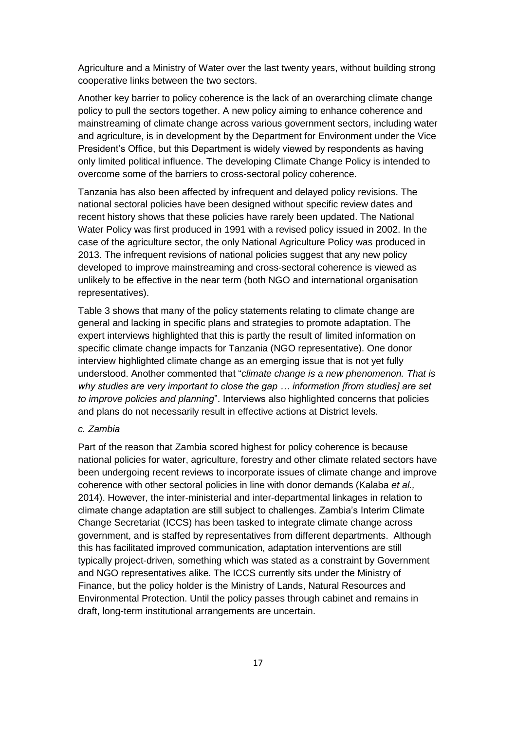Agriculture and a Ministry of Water over the last twenty years, without building strong cooperative links between the two sectors.

Another key barrier to policy coherence is the lack of an overarching climate change policy to pull the sectors together. A new policy aiming to enhance coherence and mainstreaming of climate change across various government sectors, including water and agriculture, is in development by the Department for Environment under the Vice President's Office, but this Department is widely viewed by respondents as having only limited political influence. The developing Climate Change Policy is intended to overcome some of the barriers to cross-sectoral policy coherence.

Tanzania has also been affected by infrequent and delayed policy revisions. The national sectoral policies have been designed without specific review dates and recent history shows that these policies have rarely been updated. The National Water Policy was first produced in 1991 with a revised policy issued in 2002. In the case of the agriculture sector, the only National Agriculture Policy was produced in 2013. The infrequent revisions of national policies suggest that any new policy developed to improve mainstreaming and cross-sectoral coherence is viewed as unlikely to be effective in the near term (both NGO and international organisation representatives).

Table 3 shows that many of the policy statements relating to climate change are general and lacking in specific plans and strategies to promote adaptation. The expert interviews highlighted that this is partly the result of limited information on specific climate change impacts for Tanzania (NGO representative). One donor interview highlighted climate change as an emerging issue that is not yet fully understood. Another commented that "*climate change is a new phenomenon. That is why studies are very important to close the gap … information [from studies] are set to improve policies and planning*". Interviews also highlighted concerns that policies and plans do not necessarily result in effective actions at District levels.

*c. Zambia*

Part of the reason that Zambia scored highest for policy coherence is because national policies for water, agriculture, forestry and other climate related sectors have been undergoing recent reviews to incorporate issues of climate change and improve coherence with other sectoral policies in line with donor demands (Kalaba *et al.,* 2014). However, the inter-ministerial and inter-departmental linkages in relation to climate change adaptation are still subject to challenges. Zambia's Interim Climate Change Secretariat (ICCS) has been tasked to integrate climate change across government, and is staffed by representatives from different departments. Although this has facilitated improved communication, adaptation interventions are still typically project-driven, something which was stated as a constraint by Government and NGO representatives alike. The ICCS currently sits under the Ministry of Finance, but the policy holder is the Ministry of Lands, Natural Resources and Environmental Protection. Until the policy passes through cabinet and remains in draft, long-term institutional arrangements are uncertain.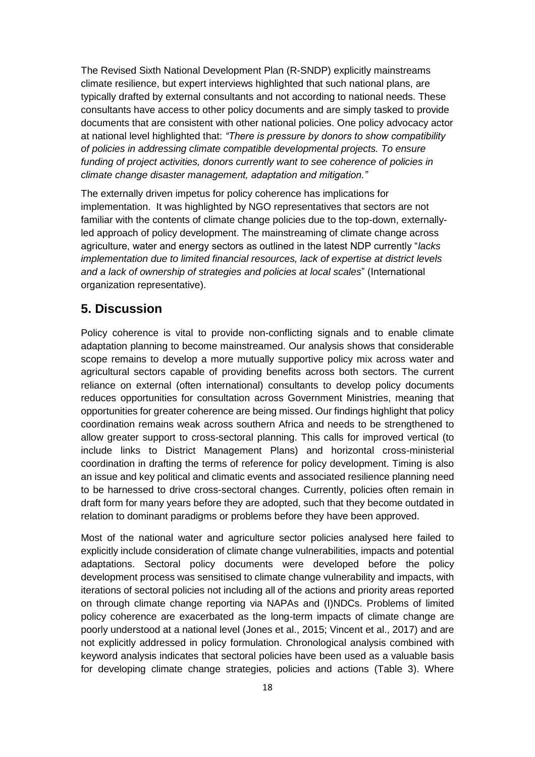The Revised Sixth National Development Plan (R-SNDP) explicitly mainstreams climate resilience, but expert interviews highlighted that such national plans, are typically drafted by external consultants and not according to national needs. These consultants have access to other policy documents and are simply tasked to provide documents that are consistent with other national policies. One policy advocacy actor at national level highlighted that: *"There is pressure by donors to show compatibility of policies in addressing climate compatible developmental projects. To ensure funding of project activities, donors currently want to see coherence of policies in climate change disaster management, adaptation and mitigation."*

The externally driven impetus for policy coherence has implications for implementation. It was highlighted by NGO representatives that sectors are not familiar with the contents of climate change policies due to the top-down, externally-led approach of policy development. The mainstreaming of climate change across agriculture, water and energy sectors as outlined in the latest NDP currently "*lacks implementation due to limited financial resources, lack of expertise at district levels and a lack of ownership of strategies and policies at local scales*" (International organization representative).

## 5. Discussion

Policy coherence is vital to provide non-conflicting signals and to enable climate adaptation planning to become mainstreamed. Our analysis shows that considerable scope remains to develop a more mutually supportive policy mix across water and agricultural sectors capable of providing benefits across both sectors. The current reliance on external (often international) consultants to develop policy documents reduces opportunities for consultation across Government Ministries, meaning that opportunities for greater coherence are being missed. Our findings highlight that policy coordination remains weak across southern Africa and needs to be strengthened to allow greater support to cross-sectoral planning. This calls for improved vertical (to include links to District Management Plans) and horizontal cross-ministerial coordination in drafting the terms of reference for policy development. Timing is also an issue and key political and climatic events and associated resilience planning need to be harnessed to drive cross-sectoral changes. Currently, policies often remain in draft form for many years before they are adopted, such that they become outdated in relation to dominant paradigms or problems before they have been approved.

Most of the national water and agriculture sector policies analysed here failed to explicitly include consideration of climate change vulnerabilities, impacts and potential adaptations. Sectoral policy documents were developed before the policy development process was sensitised to climate change vulnerability and impacts, with iterations of sectoral policies not including all of the actions and priority areas reported on through climate change reporting via NAPAs and (I)NDCs. Problems of limited policy coherence are exacerbated as the long-term impacts of climate change are poorly understood at a national level (Jones et al., 2015; Vincent et al., 2017) and are not explicitly addressed in policy formulation. Chronological analysis combined with keyword analysis indicates that sectoral policies have been used as a valuable basis for developing climate change strategies, policies and actions (Table 3). Where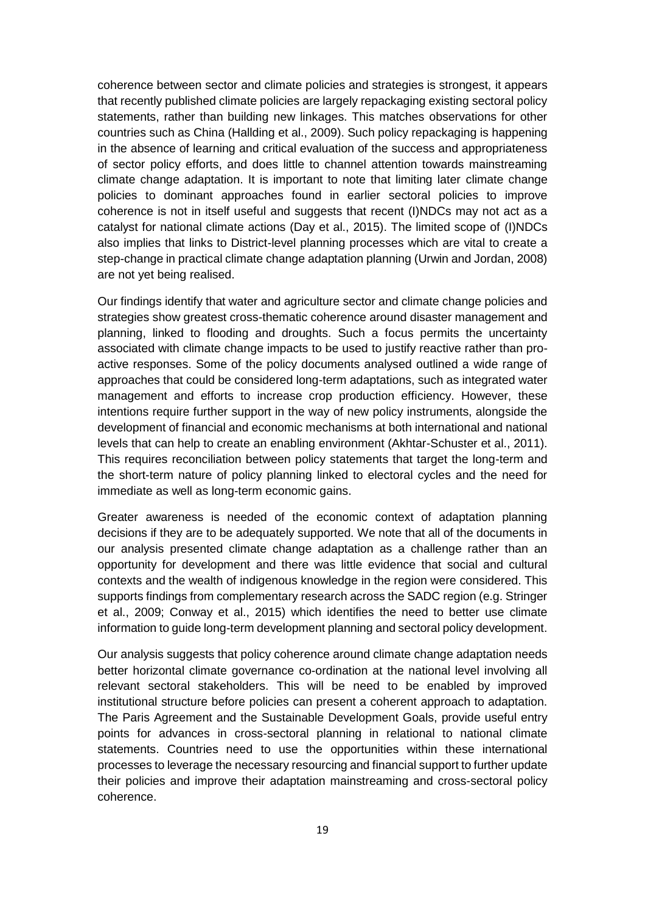coherence between sector and climate policies and strategies is strongest, it appears that recently published climate policies are largely repackaging existing sectoral policy statements, rather than building new linkages. This matches observations for other countries such as China (Hallding et al., 2009). Such policy repackaging is happening in the absence of learning and critical evaluation of the success and appropriateness of sector policy efforts, and does little to channel attention towards mainstreaming climate change adaptation. It is important to note that limiting later climate change policies to dominant approaches found in earlier sectoral policies to improve coherence is not in itself useful and suggests that recent (I)NDCs may not act as a catalyst for national climate actions (Day et al., 2015). The limited scope of (I)NDCs also implies that links to District-level planning processes which are vital to create a step-change in practical climate change adaptation planning (Urwin and Jordan, 2008) are not yet being realised.

Our findings identify that water and agriculture sector and climate change policies and strategies show greatest cross-thematic coherence around disaster management and planning, linked to flooding and droughts. Such a focus permits the uncertainty associated with climate change impacts to be used to justify reactive rather than pro-active responses. Some of the policy documents analysed outlined a wide range of approaches that could be considered long-term adaptations, such as integrated water management and efforts to increase crop production efficiency. However, these intentions require further support in the way of new policy instruments, alongside the development of financial and economic mechanisms at both international and national levels that can help to create an enabling environment (Akhtar-Schuster et al., 2011). This requires reconciliation between policy statements that target the long-term and the short-term nature of policy planning linked to electoral cycles and the need for immediate as well as long-term economic gains.

Greater awareness is needed of the economic context of adaptation planning decisions if they are to be adequately supported. We note that all of the documents in our analysis presented climate change adaptation as a challenge rather than an opportunity for development and there was little evidence that social and cultural contexts and the wealth of indigenous knowledge in the region were considered. This supports findings from complementary research across the SADC region (e.g. Stringer et al., 2009; Conway et al., 2015) which identifies the need to better use climate information to guide long-term development planning and sectoral policy development.

Our analysis suggests that policy coherence around climate change adaptation needs better horizontal climate governance co-ordination at the national level involving all relevant sectoral stakeholders. This will be need to be enabled by improved institutional structure before policies can present a coherent approach to adaptation. The Paris Agreement and the Sustainable Development Goals, provide useful entry points for advances in cross-sectoral planning in relational to national climate statements. Countries need to use the opportunities within these international processes to leverage the necessary resourcing and financial support to further update their policies and improve their adaptation mainstreaming and cross-sectoral policy coherence.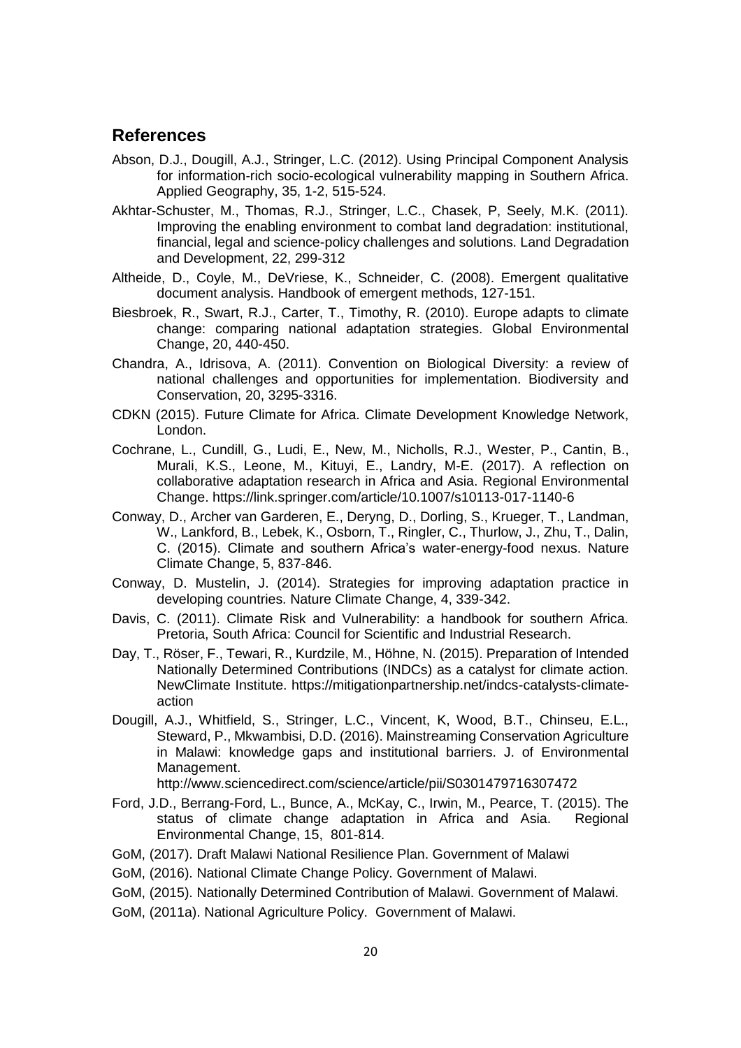## References

Abson, D.J., Dougill, A.J., Stringer, L.C. (2012). Using Principal Component Analysis for information-rich socio-ecological vulnerability mapping in Southern Africa. Applied Geography, 35, 1-2, 515-524.

Akhtar-Schuster, M., Thomas, R.J., Stringer, L.C., Chasek, P, Seely, M.K. (2011). Improving the enabling environment to combat land degradation: institutional, financial, legal and science-policy challenges and solutions. Land Degradation and Development, 22, 299-312

Altheide, D., Coyle, M., DeVriese, K., Schneider, C. (2008). Emergent qualitative document analysis. Handbook of emergent methods, 127-151.

Biesbroek, R., Swart, R.J., Carter, T., Timothy, R. (2010). Europe adapts to climate change: comparing national adaptation strategies. Global Environmental Change, 20, 440-450.

Chandra, A., Idrisova, A. (2011). Convention on Biological Diversity: a review of national challenges and opportunities for implementation. Biodiversity and Conservation, 20, 3295-3316.

CDKN (2015). Future Climate for Africa. Climate Development Knowledge Network, London.

Cochrane, L., Cundill, G., Ludi, E., New, M., Nicholls, R.J., Wester, P., Cantin, B., Murali, K.S., Leone, M., Kituyi, E., Landry, M-E. (2017). A reflection on collaborative adaptation research in Africa and Asia. Regional Environmental Change. https://link.springer.com/article/10.1007/s10113-017-1140-6

Conway, D., Archer van Garderen, E., Deryng, D., Dorling, S., Krueger, T., Landman, W., Lankford, B., Lebek, K., Osborn, T., Ringler, C., Thurlow, J., Zhu, T., Dalin, C. (2015). Climate and southern Africa's water-energy-food nexus. Nature Climate Change, 5, 837-846.

Conway, D. Mustelin, J. (2014). Strategies for improving adaptation practice in developing countries. Nature Climate Change, 4, 339-342.

Davis, C. (2011). Climate Risk and Vulnerability: a handbook for southern Africa. Pretoria, South Africa: Council for Scientific and Industrial Research.

Day, T., Röser, F., Tewari, R., Kurdzile, M., Höhne, N. (2015). Preparation of Intended Nationally Determined Contributions (INDCs) as a catalyst for climate action. NewClimate Institute. https://mitigationpartnership.net/indcs-catalysts-climate-action

Dougill, A.J., Whitfield, S., Stringer, L.C., Vincent, K, Wood, B.T., Chinseu, E.L., Steward, P., Mkwambisi, D.D. (2016). Mainstreaming Conservation Agriculture in Malawi: knowledge gaps and institutional barriers. J. of Environmental Management. http://www.sciencedirect.com/science/article/pii/S0301479716307472

Ford, J.D., Berrang-Ford, L., Bunce, A., McKay, C., Irwin, M., Pearce, T. (2015). The status of climate change adaptation in Africa and Asia. Regional Environmental Change, 15, 801-814.

GoM, (2017). Draft Malawi National Resilience Plan. Government of Malawi

GoM, (2016). National Climate Change Policy. Government of Malawi.

GoM, (2015). Nationally Determined Contribution of Malawi. Government of Malawi.

GoM, (2011a). National Agriculture Policy. Government of Malawi.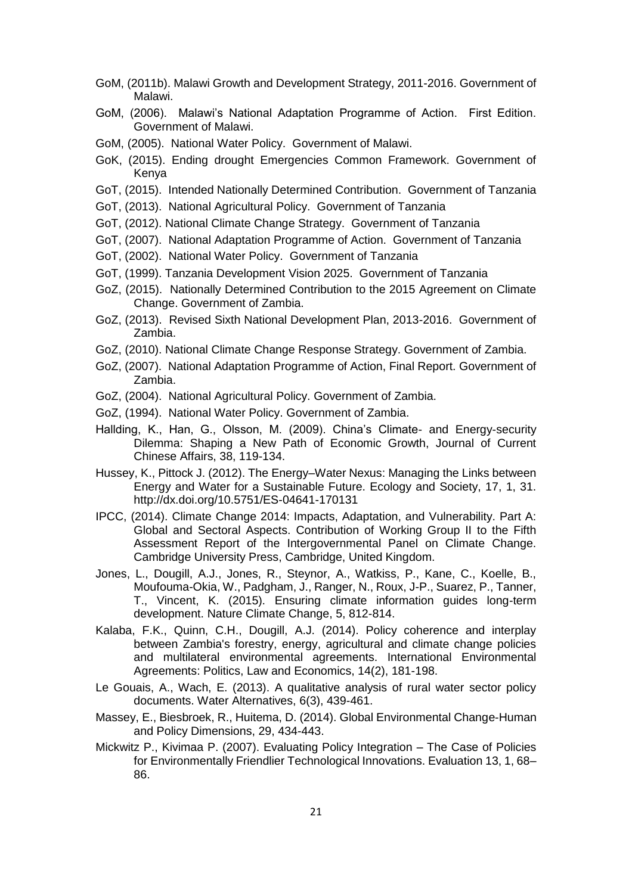GoM, (2011b). Malawi Growth and Development Strategy, 2011-2016. Government of Malawi.

GoM, (2006). Malawi's National Adaptation Programme of Action. First Edition. Government of Malawi.

GoM, (2005). National Water Policy. Government of Malawi.

GoK, (2015). Ending drought Emergencies Common Framework. Government of Kenya

GoT, (2015). Intended Nationally Determined Contribution. Government of Tanzania

GoT, (2013). National Agricultural Policy. Government of Tanzania

GoT, (2012). National Climate Change Strategy. Government of Tanzania

GoT, (2007). National Adaptation Programme of Action. Government of Tanzania

GoT, (2002). National Water Policy. Government of Tanzania

GoT, (1999). Tanzania Development Vision 2025. Government of Tanzania

GoZ, (2015). Nationally Determined Contribution to the 2015 Agreement on Climate Change. Government of Zambia.

GoZ, (2013). Revised Sixth National Development Plan, 2013-2016. Government of Zambia.

GoZ, (2010). National Climate Change Response Strategy. Government of Zambia.

GoZ, (2007). National Adaptation Programme of Action, Final Report. Government of Zambia.

GoZ, (2004). National Agricultural Policy. Government of Zambia.

GoZ, (1994). National Water Policy. Government of Zambia.

Hallding, K., Han, G., Olsson, M. (2009). China's Climate- and Energy-security Dilemma: Shaping a New Path of Economic Growth, Journal of Current Chinese Affairs, 38, 119-134.

Hussey, K., Pittock J. (2012). The Energy–Water Nexus: Managing the Links between Energy and Water for a Sustainable Future. Ecology and Society, 17, 1, 31. http://dx.doi.org/10.5751/ES-04641-170131

IPCC, (2014). Climate Change 2014: Impacts, Adaptation, and Vulnerability. Part A: Global and Sectoral Aspects. Contribution of Working Group II to the Fifth Assessment Report of the Intergovernmental Panel on Climate Change. Cambridge University Press, Cambridge, United Kingdom.

Jones, L., Dougill, A.J., Jones, R., Steynor, A., Watkiss, P., Kane, C., Koelle, B., Moufouma-Okia, W., Padgham, J., Ranger, N., Roux, J-P., Suarez, P., Tanner, T., Vincent, K. (2015). Ensuring climate information guides long-term development. Nature Climate Change, 5, 812-814.

Kalaba, F.K., Quinn, C.H., Dougill, A.J. (2014). Policy coherence and interplay between Zambia's forestry, energy, agricultural and climate change policies and multilateral environmental agreements. International Environmental Agreements: Politics, Law and Economics, 14(2), 181-198.

Le Gouais, A., Wach, E. (2013). A qualitative analysis of rural water sector policy documents. Water Alternatives, 6(3), 439-461.

Massey, E., Biesbroek, R., Huitema, D. (2014). Global Environmental Change-Human and Policy Dimensions, 29, 434-443.

Mickwitz P., Kivimaa P. (2007). Evaluating Policy Integration – The Case of Policies for Environmentally Friendlier Technological Innovations. Evaluation 13, 1, 68–86.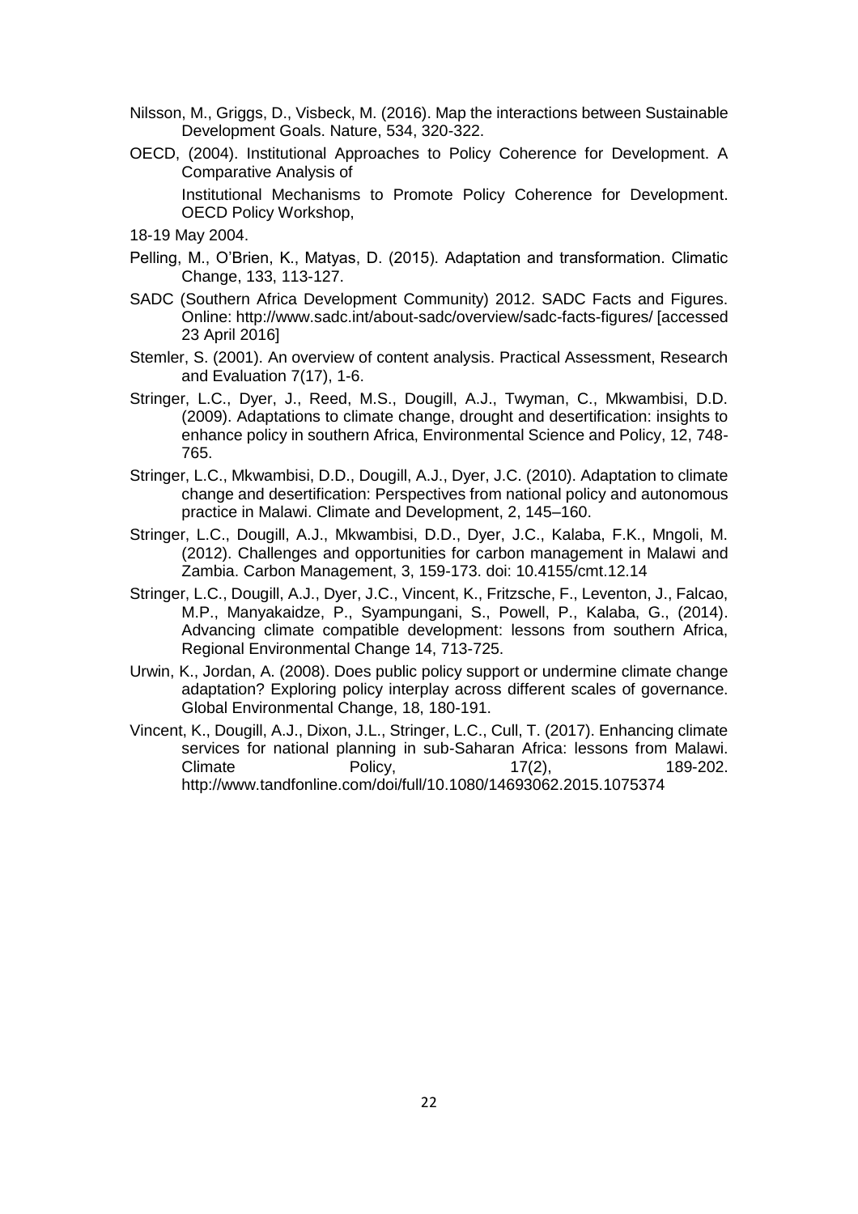Nilsson, M., Griggs, D., Visbeck, M. (2016). Map the interactions between Sustainable Development Goals. Nature, 534, 320-322.

OECD, (2004). Institutional Approaches to Policy Coherence for Development. A Comparative Analysis of

Institutional Mechanisms to Promote Policy Coherence for Development. OECD Policy Workshop,

18-19 May 2004.

Pelling, M., O'Brien, K., Matyas, D. (2015). Adaptation and transformation. Climatic Change, 133, 113-127.

SADC (Southern Africa Development Community) 2012. SADC Facts and Figures. Online: http://www.sadc.int/about-sadc/overview/sadc-facts-figures/ [accessed 23 April 2016]

Stemler, S. (2001). An overview of content analysis. Practical Assessment, Research and Evaluation 7(17), 1-6.

Stringer, L.C., Dyer, J., Reed, M.S., Dougill, A.J., Twyman, C., Mkwambisi, D.D. (2009). Adaptations to climate change, drought and desertification: insights to enhance policy in southern Africa, Environmental Science and Policy, 12, 748-765.

Stringer, L.C., Mkwambisi, D.D., Dougill, A.J., Dyer, J.C. (2010). Adaptation to climate change and desertification: Perspectives from national policy and autonomous practice in Malawi. Climate and Development, 2, 145–160.

Stringer, L.C., Dougill, A.J., Mkwambisi, D.D., Dyer, J.C., Kalaba, F.K., Mngoli, M. (2012). Challenges and opportunities for carbon management in Malawi and Zambia. Carbon Management, 3, 159-173. doi: 10.4155/cmt.12.14

Stringer, L.C., Dougill, A.J., Dyer, J.C., Vincent, K., Fritzsche, F., Leventon, J., Falcao, M.P., Manyakaidze, P., Syampungani, S., Powell, P., Kalaba, G., (2014). Advancing climate compatible development: lessons from southern Africa, Regional Environmental Change 14, 713-725.

Urwin, K., Jordan, A. (2008). Does public policy support or undermine climate change adaptation? Exploring policy interplay across different scales of governance. Global Environmental Change, 18, 180-191.

Vincent, K., Dougill, A.J., Dixon, J.L., Stringer, L.C., Cull, T. (2017). Enhancing climate services for national planning in sub-Saharan Africa: lessons from Malawi. Climate Policy, 17(2), 189-202. http://www.tandfonline.com/doi/full/10.1080/14693062.2015.1075374